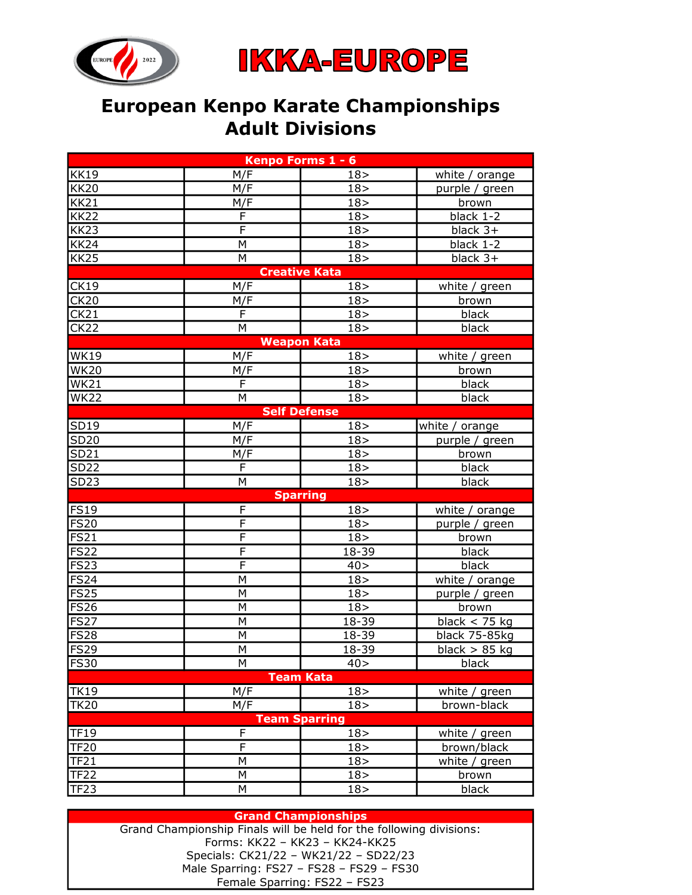# IKKA-EUROPE

## European Kenpo Karate Championships
## Adult Divisions

| Kenpo Forms 1 - 6 | | | |
|---|---|---|---|
| KK19 | M/F | 18> | white / orange |
| KK20 | M/F | 18> | purple / green |
| KK21 | M/F | 18> | brown |
| KK22 | F | 18> | black 1-2 |
| KK23 | F | 18> | black 3+ |
| KK24 | M | 18> | black 1-2 |
| KK25 | M | 18> | black 3+ |
| **Creative Kata** | | | |
| CK19 | M/F | 18> | white / green |
| CK20 | M/F | 18> | brown |
| CK21 | F | 18> | black |
| CK22 | M | 18> | black |
| **Weapon Kata** | | | |
| WK19 | M/F | 18> | white / green |
| WK20 | M/F | 18> | brown |
| WK21 | F | 18> | black |
| WK22 | M | 18> | black |
| **Self Defense** | | | |
| SD19 | M/F | 18> | white / orange |
| SD20 | M/F | 18> | purple / green |
| SD21 | M/F | 18> | brown |
| SD22 | F | 18> | black |
| SD23 | M | 18> | black |
| **Sparring** | | | |
| FS19 | F | 18> | white / orange |
| FS20 | F | 18> | purple / green |
| FS21 | F | 18> | brown |
| FS22 | F | 18-39 | black |
| FS23 | F | 40> | black |
| FS24 | M | 18> | white / orange |
| FS25 | M | 18> | purple / green |
| FS26 | M | 18> | brown |
| FS27 | M | 18-39 | black < 75 kg |
| FS28 | M | 18-39 | black 75-85kg |
| FS29 | M | 18-39 | black > 85 kg |
| FS30 | M | 40> | black |
| **Team Kata** | | | |
| TK19 | M/F | 18> | white / green |
| TK20 | M/F | 18> | brown-black |
| **Team Sparring** | | | |
| TF19 | F | 18> | white / green |
| TF20 | F | 18> | brown/black |
| TF21 | M | 18> | white / green |
| TF22 | M | 18> | brown |
| TF23 | M | 18> | black |

**Grand Championships**

Grand Championship Finals will be held for the following divisions:
Forms: KK22 – KK23 – KK24-KK25
Specials: CK21/22 – WK21/22 – SD22/23
Male Sparring: FS27 – FS28 – FS29 – FS30
Female Sparring: FS22 – FS23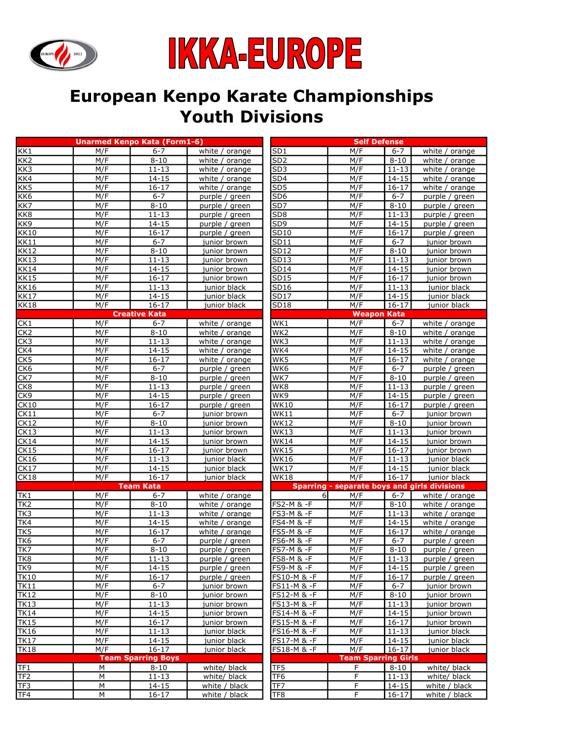# IKKA-EUROPE

## European Kenpo Karate Championships
## Youth Divisions

| Unarmed Kenpo Kata (Form1-6) | | | |
|---|---|---|---|
| KK1 | M/F | 6-7 | white / orange |
| KK2 | M/F | 8-10 | white / orange |
| KK3 | M/F | 11-13 | white / orange |
| KK4 | M/F | 14-15 | white / orange |
| KK5 | M/F | 16-17 | white / orange |
| KK6 | M/F | 6-7 | purple / green |
| KK7 | M/F | 8-10 | purple / green |
| KK8 | M/F | 11-13 | purple / green |
| KK9 | M/F | 14-15 | purple / green |
| KK10 | M/F | 16-17 | purple / green |
| KK11 | M/F | 6-7 | junior brown |
| KK12 | M/F | 8-10 | junior brown |
| KK13 | M/F | 11-13 | junior brown |
| KK14 | M/F | 14-15 | junior brown |
| KK15 | M/F | 16-17 | junior brown |
| KK16 | M/F | 11-13 | junior black |
| KK17 | M/F | 14-15 | junior black |
| KK18 | M/F | 16-17 | junior black |

| Self Defense | | | |
|---|---|---|---|
| SD1 | M/F | 6-7 | white / orange |
| SD2 | M/F | 8-10 | white / orange |
| SD3 | M/F | 11-13 | white / orange |
| SD4 | M/F | 14-15 | white / orange |
| SD5 | M/F | 16-17 | white / orange |
| SD6 | M/F | 6-7 | purple / green |
| SD7 | M/F | 8-10 | purple / green |
| SD8 | M/F | 11-13 | purple / green |
| SD9 | M/F | 14-15 | purple / green |
| SD10 | M/F | 16-17 | purple / green |
| SD11 | M/F | 6-7 | junior brown |
| SD12 | M/F | 8-10 | junior brown |
| SD13 | M/F | 11-13 | junior brown |
| SD14 | M/F | 14-15 | junior brown |
| SD15 | M/F | 16-17 | junior brown |
| SD16 | M/F | 11-13 | junior black |
| SD17 | M/F | 14-15 | junior black |
| SD18 | M/F | 16-17 | junior black |

| Creative Kata | | | |
|---|---|---|---|
| CK1 | M/F | 6-7 | white / orange |
| CK2 | M/F | 8-10 | white / orange |
| CK3 | M/F | 11-13 | white / orange |
| CK4 | M/F | 14-15 | white / orange |
| CK5 | M/F | 16-17 | white / orange |
| CK6 | M/F | 6-7 | purple / green |
| CK7 | M/F | 8-10 | purple / green |
| CK8 | M/F | 11-13 | purple / green |
| CK9 | M/F | 14-15 | purple / green |
| CK10 | M/F | 16-17 | purple / green |
| CK11 | M/F | 6-7 | junior brown |
| CK12 | M/F | 8-10 | junior brown |
| CK13 | M/F | 11-13 | junior brown |
| CK14 | M/F | 14-15 | junior brown |
| CK15 | M/F | 16-17 | junior brown |
| CK16 | M/F | 11-13 | junior black |
| CK17 | M/F | 14-15 | junior black |
| CK18 | M/F | 16-17 | junior black |

| Weapon Kata | | | |
|---|---|---|---|
| WK1 | M/F | 6-7 | white / orange |
| WK2 | M/F | 8-10 | white / orange |
| WK3 | M/F | 11-13 | white / orange |
| WK4 | M/F | 14-15 | white / orange |
| WK5 | M/F | 16-17 | white / orange |
| WK6 | M/F | 6-7 | purple / green |
| WK7 | M/F | 8-10 | purple / green |
| WK8 | M/F | 11-13 | purple / green |
| WK9 | M/F | 14-15 | purple / green |
| WK10 | M/F | 16-17 | purple / green |
| WK11 | M/F | 6-7 | junior brown |
| WK12 | M/F | 8-10 | junior brown |
| WK13 | M/F | 11-13 | junior brown |
| WK14 | M/F | 14-15 | junior brown |
| WK15 | M/F | 16-17 | junior brown |
| WK16 | M/F | 11-13 | junior black |
| WK17 | M/F | 14-15 | junior black |
| WK18 | M/F | 16-17 | junior black |

| Team Kata | | | |
|---|---|---|---|
| TK1 | M/F | 6-7 | white / orange |
| TK2 | M/F | 8-10 | white / orange |
| TK3 | M/F | 11-13 | white / orange |
| TK4 | M/F | 14-15 | white / orange |
| TK5 | M/F | 16-17 | white / orange |
| TK6 | M/F | 6-7 | purple / green |
| TK7 | M/F | 8-10 | purple / green |
| TK8 | M/F | 11-13 | purple / green |
| TK9 | M/F | 14-15 | purple / green |
| TK10 | M/F | 16-17 | purple / green |
| TK11 | M/F | 6-7 | junior brown |
| TK12 | M/F | 8-10 | junior brown |
| TK13 | M/F | 11-13 | junior brown |
| TK14 | M/F | 14-15 | junior brown |
| TK15 | M/F | 16-17 | junior brown |
| TK16 | M/F | 11-13 | junior black |
| TK17 | M/F | 14-15 | junior black |
| TK18 | M/F | 16-17 | junior black |

| Sparring - separate boys and girls divisions | | | |
|---|---|---|---|
| 6 | M/F | 6-7 | white / orange |
| FS2-M & -F | M/F | 8-10 | white / orange |
| FS3-M & -F | M/F | 11-13 | white / orange |
| FS4-M & -F | M/F | 14-15 | white / orange |
| FS5-M & -F | M/F | 16-17 | white / orange |
| FS6-M & -F | M/F | 6-7 | purple / green |
| FS7-M & -F | M/F | 8-10 | purple / green |
| FS8-M & -F | M/F | 11-13 | purple / green |
| FS9-M & -F | M/F | 14-15 | purple / green |
| FS10-M & -F | M/F | 16-17 | purple / green |
| FS11-M & -F | M/F | 6-7 | junior brown |
| FS12-M & -F | M/F | 8-10 | junior brown |
| FS13-M & -F | M/F | 11-13 | junior brown |
| FS14-M & -F | M/F | 14-15 | junior brown |
| FS15-M & -F | M/F | 16-17 | junior brown |
| FS16-M & -F | M/F | 11-13 | junior black |
| FS17-M & -F | M/F | 14-15 | junior black |
| FS18-M & -F | M/F | 16-17 | junior black |

| Team Sparring Boys | | | |
|---|---|---|---|
| TF1 | M | 8-10 | white/ black |
| TF2 | M | 11-13 | white/ black |
| TF3 | M | 14-15 | white / black |
| TF4 | M | 16-17 | white / black |

| Team Sparring Girls | | | |
|---|---|---|---|
| TF5 | F | 8-10 | white/ black |
| TF6 | F | 11-13 | white/ black |
| TF7 | F | 14-15 | white / black |
| TF8 | F | 16-17 | white / black |